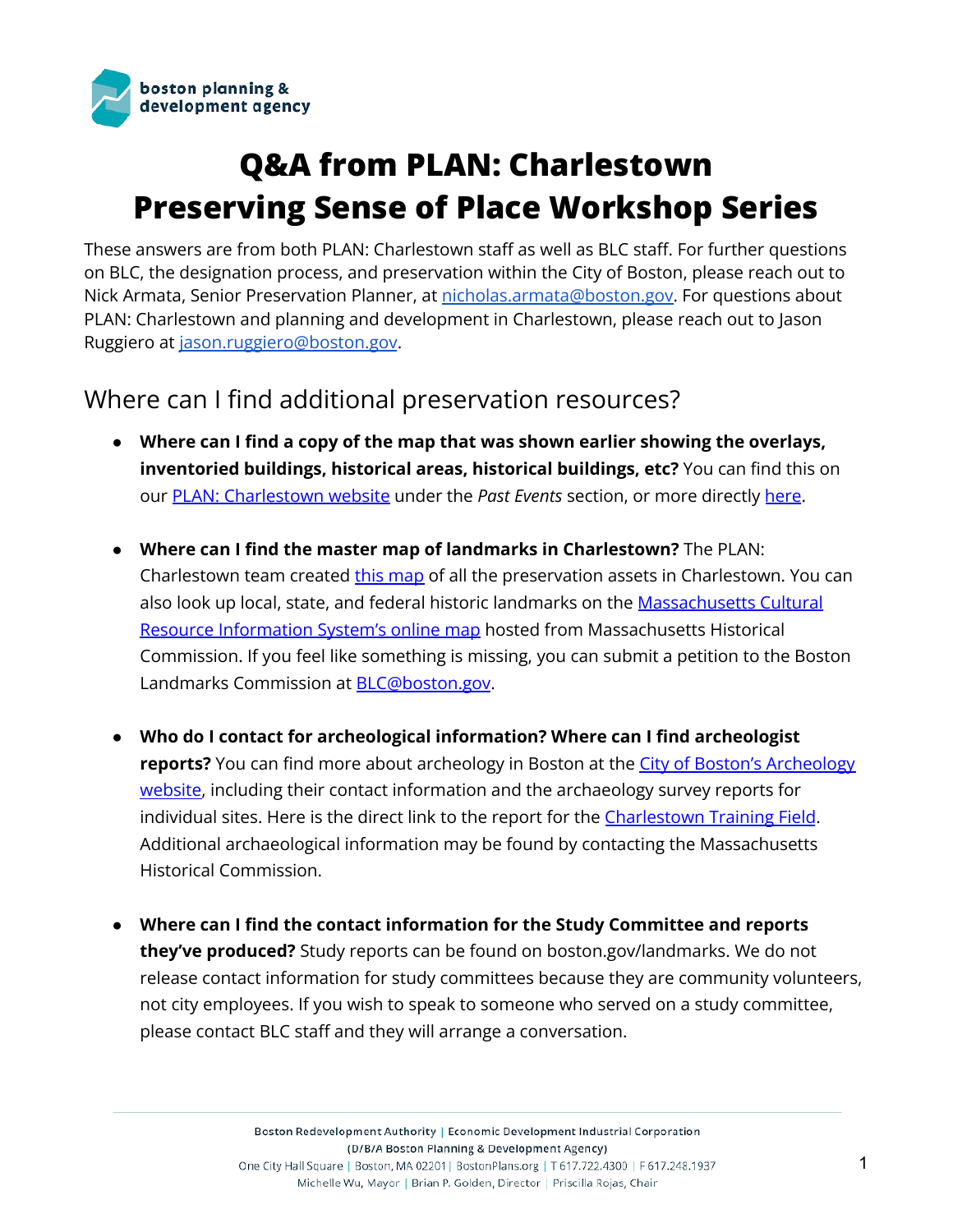# Q&A from PLAN: Charlestown Preserving Sense of Place Workshop Series

These answers are from both PLAN: Charlestown staff as well as BLC staff. For further questions on BLC, the designation process, and preservation within the City of Boston, please reach out to Nick Armata, Senior Preservation Planner, at nicholas.armata@boston.gov. For questions about PLAN: Charlestown and planning and development in Charlestown, please reach out to Jason Ruggiero at jason.ruggiero@boston.gov.

## Where can I find additional preservation resources?

- **Where can I find a copy of the map that was shown earlier showing the overlays, inventoried buildings, historical areas, historical buildings, etc?** You can find this on our PLAN: Charlestown website under the *Past Events* section, or more directly here.

- **Where can I find the master map of landmarks in Charlestown?** The PLAN: Charlestown team created this map of all the preservation assets in Charlestown. You can also look up local, state, and federal historic landmarks on the Massachusetts Cultural Resource Information System's online map hosted from Massachusetts Historical Commission. If you feel like something is missing, you can submit a petition to the Boston Landmarks Commission at BLC@boston.gov.

- **Who do I contact for archeological information? Where can I find archeologist reports?** You can find more about archeology in Boston at the City of Boston's Archeology website, including their contact information and the archaeology survey reports for individual sites. Here is the direct link to the report for the Charlestown Training Field. Additional archaeological information may be found by contacting the Massachusetts Historical Commission.

- **Where can I find the contact information for the Study Committee and reports they've produced?** Study reports can be found on boston.gov/landmarks. We do not release contact information for study committees because they are community volunteers, not city employees. If you wish to speak to someone who served on a study committee, please contact BLC staff and they will arrange a conversation.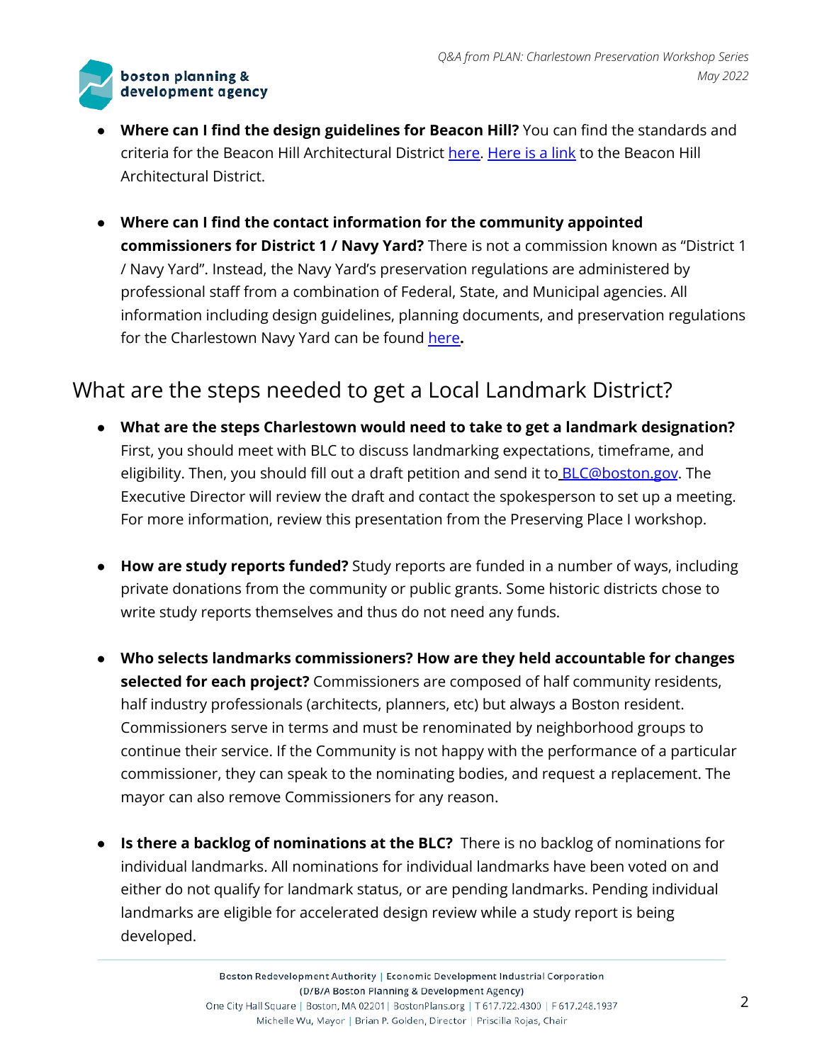- **Where can I find the design guidelines for Beacon Hill?** You can find the standards and criteria for the Beacon Hill Architectural District here. Here is a link to the Beacon Hill Architectural District.

- **Where can I find the contact information for the community appointed commissioners for District 1 / Navy Yard?** There is not a commission known as "District 1 / Navy Yard". Instead, the Navy Yard's preservation regulations are administered by professional staff from a combination of Federal, State, and Municipal agencies. All information including design guidelines, planning documents, and preservation regulations for the Charlestown Navy Yard can be found here.

## What are the steps needed to get a Local Landmark District?

- **What are the steps Charlestown would need to take to get a landmark designation?** First, you should meet with BLC to discuss landmarking expectations, timeframe, and eligibility. Then, you should fill out a draft petition and send it to BLC@boston.gov. The Executive Director will review the draft and contact the spokesperson to set up a meeting. For more information, review this presentation from the Preserving Place I workshop.

- **How are study reports funded?** Study reports are funded in a number of ways, including private donations from the community or public grants. Some historic districts chose to write study reports themselves and thus do not need any funds.

- **Who selects landmarks commissioners? How are they held accountable for changes selected for each project?** Commissioners are composed of half community residents, half industry professionals (architects, planners, etc) but always a Boston resident. Commissioners serve in terms and must be renominated by neighborhood groups to continue their service. If the Community is not happy with the performance of a particular commissioner, they can speak to the nominating bodies, and request a replacement. The mayor can also remove Commissioners for any reason.

- **Is there a backlog of nominations at the BLC?** There is no backlog of nominations for individual landmarks. All nominations for individual landmarks have been voted on and either do not qualify for landmark status, or are pending landmarks. Pending individual landmarks are eligible for accelerated design review while a study report is being developed.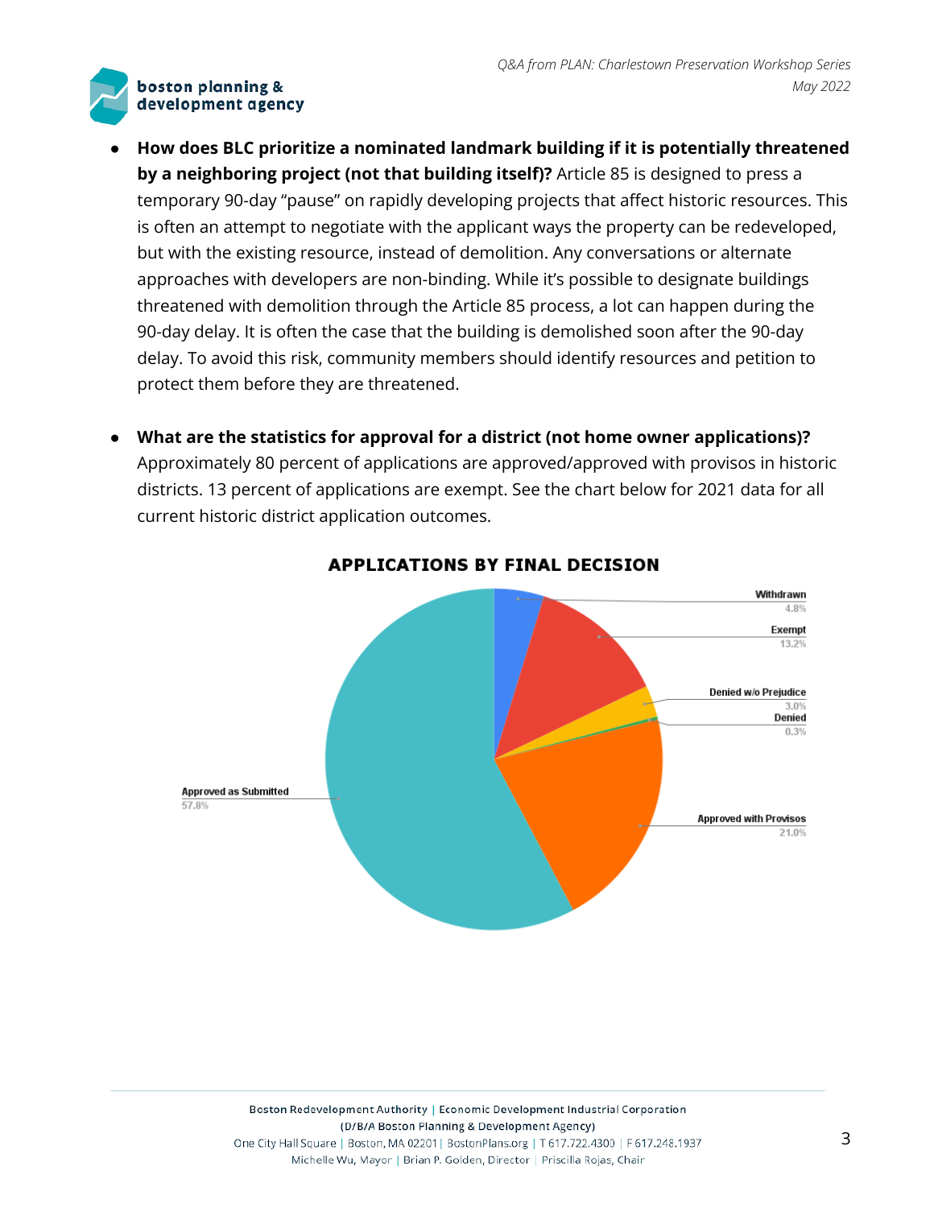- **How does BLC prioritize a nominated landmark building if it is potentially threatened by a neighboring project (not that building itself)?** Article 85 is designed to press a temporary 90-day "pause" on rapidly developing projects that affect historic resources. This is often an attempt to negotiate with the applicant ways the property can be redeveloped, but with the existing resource, instead of demolition. Any conversations or alternate approaches with developers are non-binding. While it's possible to designate buildings threatened with demolition through the Article 85 process, a lot can happen during the 90-day delay. It is often the case that the building is demolished soon after the 90-day delay. To avoid this risk, community members should identify resources and petition to protect them before they are threatened.

- **What are the statistics for approval for a district (not home owner applications)?** Approximately 80 percent of applications are approved/approved with provisos in historic districts. 13 percent of applications are exempt. See the chart below for 2021 data for all current historic district application outcomes.

**APPLICATIONS BY FINAL DECISION**

| Final Decision | Percent |
|---|---|
| Withdrawn | 4.8% |
| Exempt | 13.2% |
| Denied w/o Prejudice | 3.0% |
| Denied | 0.3% |
| Approved with Provisos | 21.0% |
| Approved as Submitted | 57.8% |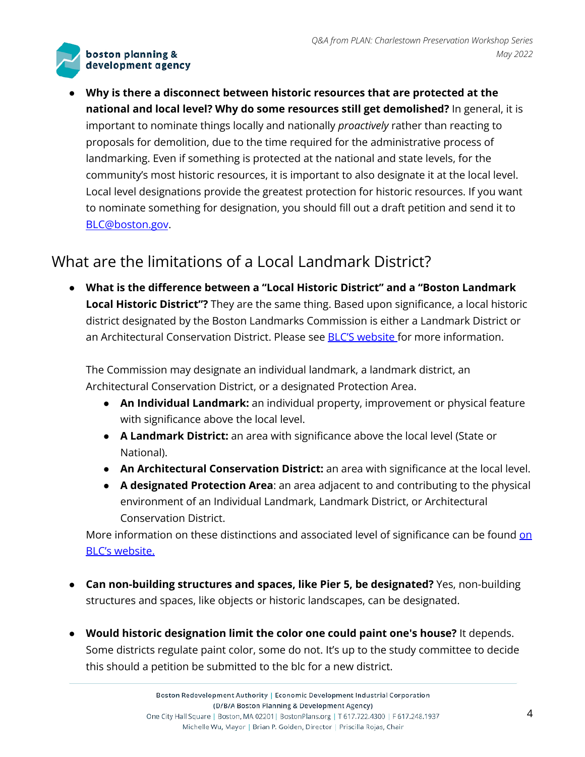- **Why is there a disconnect between historic resources that are protected at the national and local level? Why do some resources still get demolished?** In general, it is important to nominate things locally and nationally *proactively* rather than reacting to proposals for demolition, due to the time required for the administrative process of landmarking. Even if something is protected at the national and state levels, for the community's most historic resources, it is important to also designate it at the local level. Local level designations provide the greatest protection for historic resources. If you want to nominate something for designation, you should fill out a draft petition and send it to [BLC@boston.gov](mailto:BLC@boston.gov).

## What are the limitations of a Local Landmark District?

- **What is the difference between a "Local Historic District" and a "Boston Landmark Local Historic District"?** They are the same thing. Based upon significance, a local historic district designated by the Boston Landmarks Commission is either a Landmark District or an Architectural Conservation District. Please see BLC'S website for more information.

  The Commission may designate an individual landmark, a landmark district, an Architectural Conservation District, or a designated Protection Area.

  - **An Individual Landmark:** an individual property, improvement or physical feature with significance above the local level.
  - **A Landmark District:** an area with significance above the local level (State or National).
  - **An Architectural Conservation District:** an area with significance at the local level.
  - **A designated Protection Area**: an area adjacent to and contributing to the physical environment of an Individual Landmark, Landmark District, or Architectural Conservation District.

  More information on these distinctions and associated level of significance can be found on BLC's website.

- **Can non-building structures and spaces, like Pier 5, be designated?** Yes, non-building structures and spaces, like objects or historic landscapes, can be designated.

- **Would historic designation limit the color one could paint one's house?** It depends. Some districts regulate paint color, some do not. It's up to the study committee to decide this should a petition be submitted to the blc for a new district.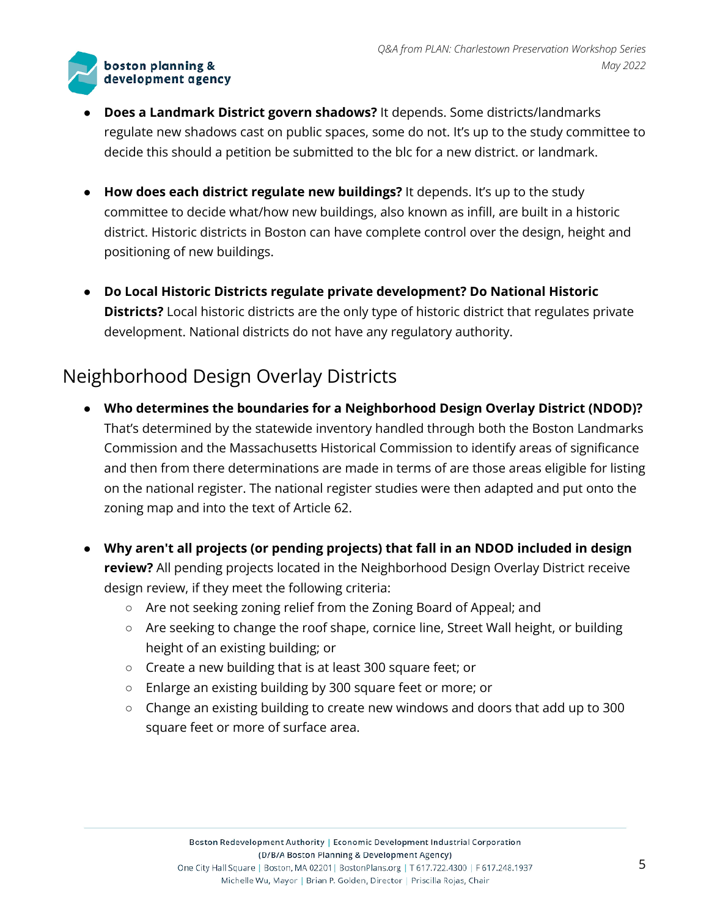- **Does a Landmark District govern shadows?** It depends. Some districts/landmarks regulate new shadows cast on public spaces, some do not. It's up to the study committee to decide this should a petition be submitted to the blc for a new district. or landmark.

- **How does each district regulate new buildings?** It depends. It's up to the study committee to decide what/how new buildings, also known as infill, are built in a historic district. Historic districts in Boston can have complete control over the design, height and positioning of new buildings.

- **Do Local Historic Districts regulate private development? Do National Historic Districts?** Local historic districts are the only type of historic district that regulates private development. National districts do not have any regulatory authority.

## Neighborhood Design Overlay Districts

- **Who determines the boundaries for a Neighborhood Design Overlay District (NDOD)?** That's determined by the statewide inventory handled through both the Boston Landmarks Commission and the Massachusetts Historical Commission to identify areas of significance and then from there determinations are made in terms of are those areas eligible for listing on the national register. The national register studies were then adapted and put onto the zoning map and into the text of Article 62.

- **Why aren't all projects (or pending projects) that fall in an NDOD included in design review?** All pending projects located in the Neighborhood Design Overlay District receive design review, if they meet the following criteria:
  - Are not seeking zoning relief from the Zoning Board of Appeal; and
  - Are seeking to change the roof shape, cornice line, Street Wall height, or building height of an existing building; or
  - Create a new building that is at least 300 square feet; or
  - Enlarge an existing building by 300 square feet or more; or
  - Change an existing building to create new windows and doors that add up to 300 square feet or more of surface area.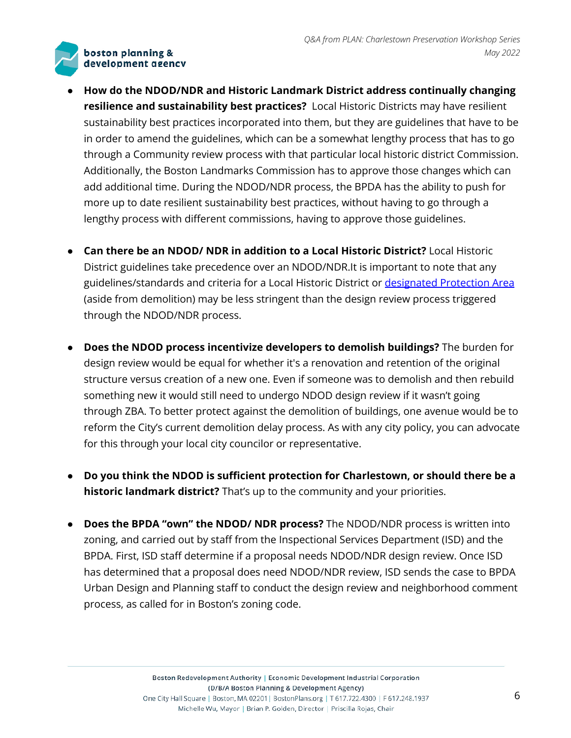- **How do the NDOD/NDR and Historic Landmark District address continually changing resilience and sustainability best practices?** Local Historic Districts may have resilient sustainability best practices incorporated into them, but they are guidelines that have to be in order to amend the guidelines, which can be a somewhat lengthy process that has to go through a Community review process with that particular local historic district Commission. Additionally, the Boston Landmarks Commission has to approve those changes which can add additional time. During the NDOD/NDR process, the BPDA has the ability to push for more up to date resilient sustainability best practices, without having to go through a lengthy process with different commissions, having to approve those guidelines.

- **Can there be an NDOD/ NDR in addition to a Local Historic District?** Local Historic District guidelines take precedence over an NDOD/NDR.It is important to note that any guidelines/standards and criteria for a Local Historic District or designated Protection Area (aside from demolition) may be less stringent than the design review process triggered through the NDOD/NDR process.

- **Does the NDOD process incentivize developers to demolish buildings?** The burden for design review would be equal for whether it's a renovation and retention of the original structure versus creation of a new one. Even if someone was to demolish and then rebuild something new it would still need to undergo NDOD design review if it wasn't going through ZBA. To better protect against the demolition of buildings, one avenue would be to reform the City's current demolition delay process. As with any city policy, you can advocate for this through your local city councilor or representative.

- **Do you think the NDOD is sufficient protection for Charlestown, or should there be a historic landmark district?** That's up to the community and your priorities.

- **Does the BPDA "own" the NDOD/ NDR process?** The NDOD/NDR process is written into zoning, and carried out by staff from the Inspectional Services Department (ISD) and the BPDA. First, ISD staff determine if a proposal needs NDOD/NDR design review. Once ISD has determined that a proposal does need NDOD/NDR review, ISD sends the case to BPDA Urban Design and Planning staff to conduct the design review and neighborhood comment process, as called for in Boston's zoning code.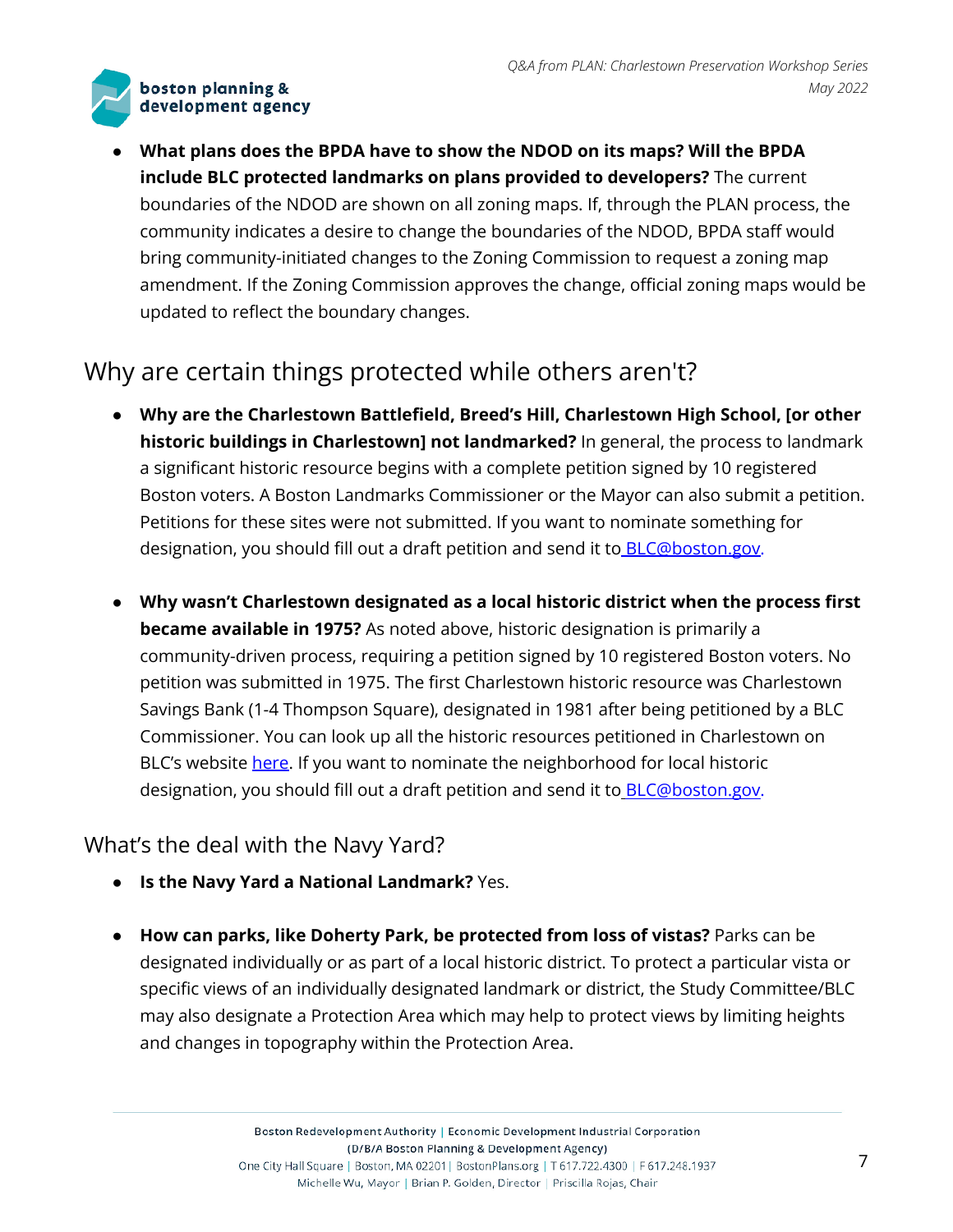- **What plans does the BPDA have to show the NDOD on its maps? Will the BPDA include BLC protected landmarks on plans provided to developers?** The current boundaries of the NDOD are shown on all zoning maps. If, through the PLAN process, the community indicates a desire to change the boundaries of the NDOD, BPDA staff would bring community-initiated changes to the Zoning Commission to request a zoning map amendment. If the Zoning Commission approves the change, official zoning maps would be updated to reflect the boundary changes.

## Why are certain things protected while others aren't?

- **Why are the Charlestown Battlefield, Breed's Hill, Charlestown High School, [or other historic buildings in Charlestown] not landmarked?** In general, the process to landmark a significant historic resource begins with a complete petition signed by 10 registered Boston voters. A Boston Landmarks Commissioner or the Mayor can also submit a petition. Petitions for these sites were not submitted. If you want to nominate something for designation, you should fill out a draft petition and send it to BLC@boston.gov.

- **Why wasn't Charlestown designated as a local historic district when the process first became available in 1975?** As noted above, historic designation is primarily a community-driven process, requiring a petition signed by 10 registered Boston voters. No petition was submitted in 1975. The first Charlestown historic resource was Charlestown Savings Bank (1-4 Thompson Square), designated in 1981 after being petitioned by a BLC Commissioner. You can look up all the historic resources petitioned in Charlestown on BLC's website here. If you want to nominate the neighborhood for local historic designation, you should fill out a draft petition and send it to BLC@boston.gov.

## What's the deal with the Navy Yard?

- **Is the Navy Yard a National Landmark?** Yes.

- **How can parks, like Doherty Park, be protected from loss of vistas?** Parks can be designated individually or as part of a local historic district. To protect a particular vista or specific views of an individually designated landmark or district, the Study Committee/BLC may also designate a Protection Area which may help to protect views by limiting heights and changes in topography within the Protection Area.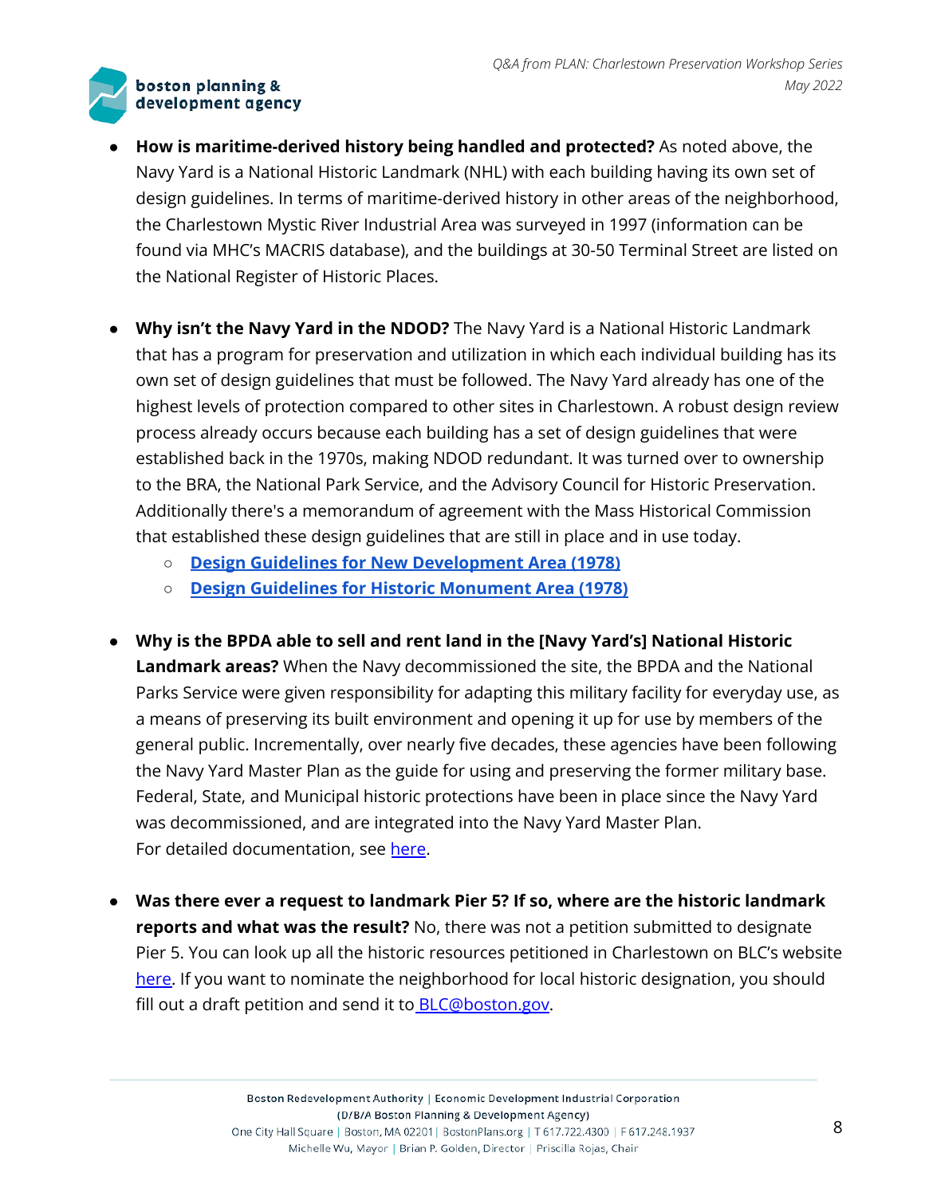- **How is maritime-derived history being handled and protected?** As noted above, the Navy Yard is a National Historic Landmark (NHL) with each building having its own set of design guidelines. In terms of maritime-derived history in other areas of the neighborhood, the Charlestown Mystic River Industrial Area was surveyed in 1997 (information can be found via MHC's MACRIS database), and the buildings at 30-50 Terminal Street are listed on the National Register of Historic Places.

- **Why isn't the Navy Yard in the NDOD?** The Navy Yard is a National Historic Landmark that has a program for preservation and utilization in which each individual building has its own set of design guidelines that must be followed. The Navy Yard already has one of the highest levels of protection compared to other sites in Charlestown. A robust design review process already occurs because each building has a set of design guidelines that were established back in the 1970s, making NDOD redundant. It was turned over to ownership to the BRA, the National Park Service, and the Advisory Council for Historic Preservation. Additionally there's a memorandum of agreement with the Mass Historical Commission that established these design guidelines that are still in place and in use today.
  - Design Guidelines for New Development Area (1978)
  - Design Guidelines for Historic Monument Area (1978)

- **Why is the BPDA able to sell and rent land in the [Navy Yard's] National Historic Landmark areas?** When the Navy decommissioned the site, the BPDA and the National Parks Service were given responsibility for adapting this military facility for everyday use, as a means of preserving its built environment and opening it up for use by members of the general public. Incrementally, over nearly five decades, these agencies have been following the Navy Yard Master Plan as the guide for using and preserving the former military base. Federal, State, and Municipal historic protections have been in place since the Navy Yard was decommissioned, and are integrated into the Navy Yard Master Plan.
  For detailed documentation, see here.

- **Was there ever a request to landmark Pier 5? If so, where are the historic landmark reports and what was the result?** No, there was not a petition submitted to designate Pier 5. You can look up all the historic resources petitioned in Charlestown on BLC's website here. If you want to nominate the neighborhood for local historic designation, you should fill out a draft petition and send it to BLC@boston.gov.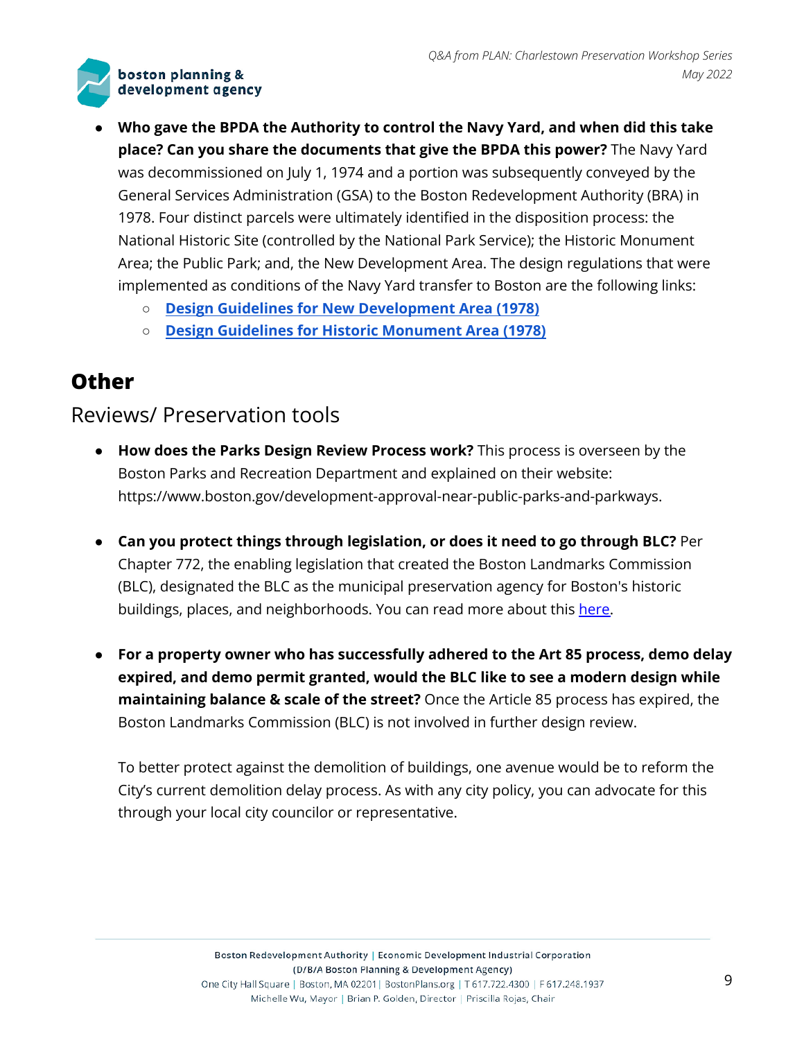- **Who gave the BPDA the Authority to control the Navy Yard, and when did this take place? Can you share the documents that give the BPDA this power?** The Navy Yard was decommissioned on July 1, 1974 and a portion was subsequently conveyed by the General Services Administration (GSA) to the Boston Redevelopment Authority (BRA) in 1978. Four distinct parcels were ultimately identified in the disposition process: the National Historic Site (controlled by the National Park Service); the Historic Monument Area; the Public Park; and, the New Development Area. The design regulations that were implemented as conditions of the Navy Yard transfer to Boston are the following links:
  - **Design Guidelines for New Development Area (1978)**
  - **Design Guidelines for Historic Monument Area (1978)**

# Other

## Reviews/ Preservation tools

- **How does the Parks Design Review Process work?** This process is overseen by the Boston Parks and Recreation Department and explained on their website: https://www.boston.gov/development-approval-near-public-parks-and-parkways.

- **Can you protect things through legislation, or does it need to go through BLC?** Per Chapter 772, the enabling legislation that created the Boston Landmarks Commission (BLC), designated the BLC as the municipal preservation agency for Boston's historic buildings, places, and neighborhoods. You can read more about this here.

- **For a property owner who has successfully adhered to the Art 85 process, demo delay expired, and demo permit granted, would the BLC like to see a modern design while maintaining balance & scale of the street?** Once the Article 85 process has expired, the Boston Landmarks Commission (BLC) is not involved in further design review.

  To better protect against the demolition of buildings, one avenue would be to reform the City's current demolition delay process. As with any city policy, you can advocate for this through your local city councilor or representative.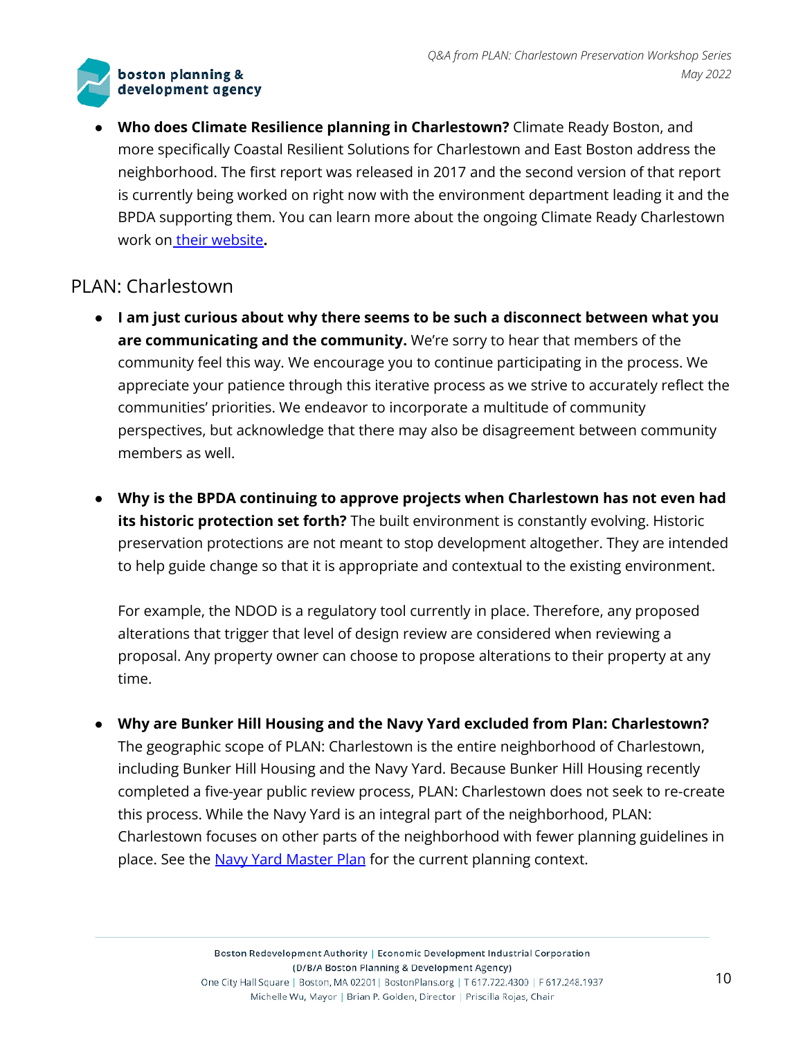- **Who does Climate Resilience planning in Charlestown?** Climate Ready Boston, and more specifically Coastal Resilient Solutions for Charlestown and East Boston address the neighborhood. The first report was released in 2017 and the second version of that report is currently being worked on right now with the environment department leading it and the BPDA supporting them. You can learn more about the ongoing Climate Ready Charlestown work on their website**.**

## PLAN: Charlestown

- **I am just curious about why there seems to be such a disconnect between what you are communicating and the community.** We're sorry to hear that members of the community feel this way. We encourage you to continue participating in the process. We appreciate your patience through this iterative process as we strive to accurately reflect the communities' priorities. We endeavor to incorporate a multitude of community perspectives, but acknowledge that there may also be disagreement between community members as well.

- **Why is the BPDA continuing to approve projects when Charlestown has not even had its historic protection set forth?** The built environment is constantly evolving. Historic preservation protections are not meant to stop development altogether. They are intended to help guide change so that it is appropriate and contextual to the existing environment.

  For example, the NDOD is a regulatory tool currently in place. Therefore, any proposed alterations that trigger that level of design review are considered when reviewing a proposal. Any property owner can choose to propose alterations to their property at any time.

- **Why are Bunker Hill Housing and the Navy Yard excluded from Plan: Charlestown?** The geographic scope of PLAN: Charlestown is the entire neighborhood of Charlestown, including Bunker Hill Housing and the Navy Yard. Because Bunker Hill Housing recently completed a five-year public review process, PLAN: Charlestown does not seek to re-create this process. While the Navy Yard is an integral part of the neighborhood, PLAN: Charlestown focuses on other parts of the neighborhood with fewer planning guidelines in place. See the Navy Yard Master Plan for the current planning context.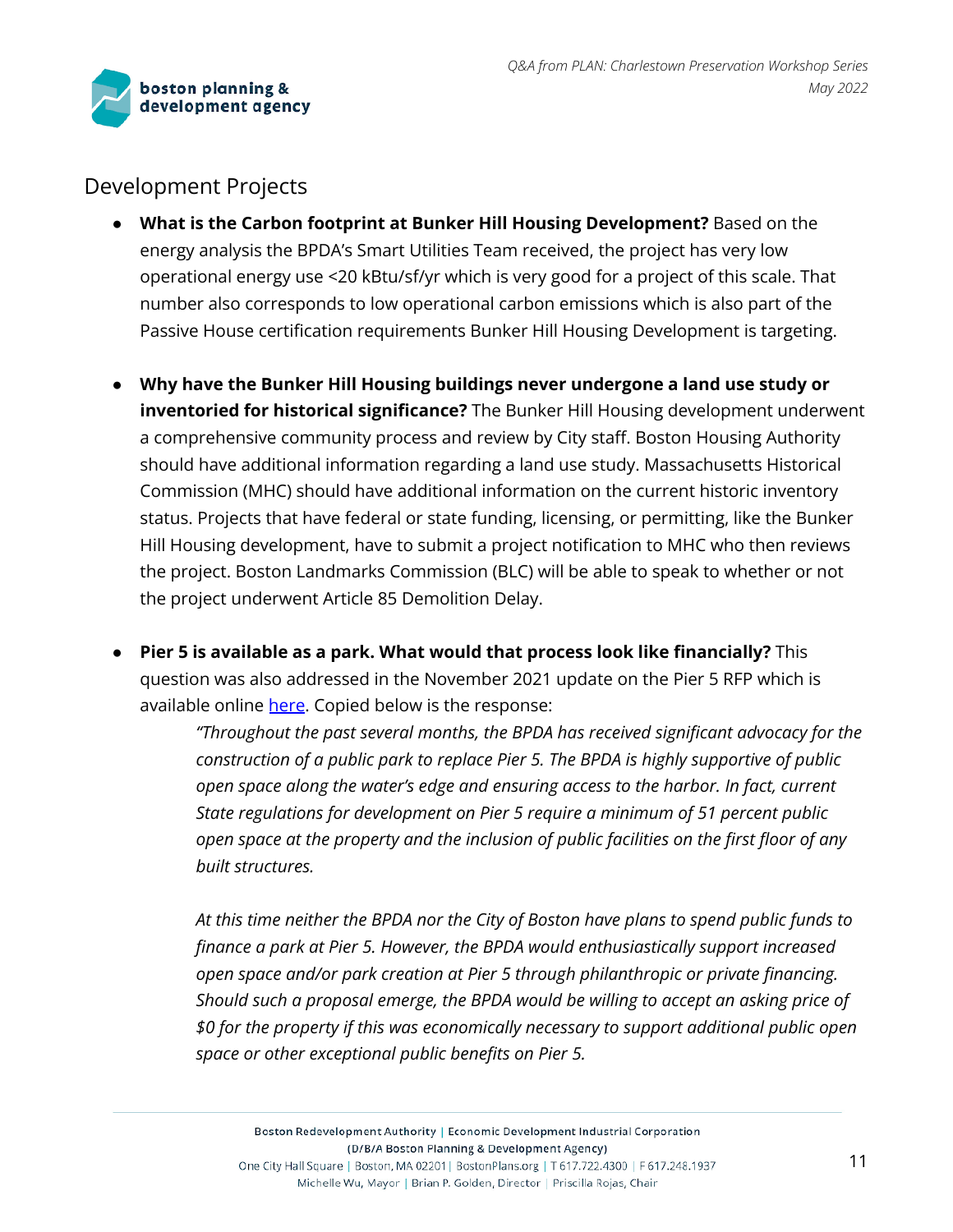## Development Projects

- **What is the Carbon footprint at Bunker Hill Housing Development?** Based on the energy analysis the BPDA's Smart Utilities Team received, the project has very low operational energy use <20 kBtu/sf/yr which is very good for a project of this scale. That number also corresponds to low operational carbon emissions which is also part of the Passive House certification requirements Bunker Hill Housing Development is targeting.

- **Why have the Bunker Hill Housing buildings never undergone a land use study or inventoried for historical significance?** The Bunker Hill Housing development underwent a comprehensive community process and review by City staff. Boston Housing Authority should have additional information regarding a land use study. Massachusetts Historical Commission (MHC) should have additional information on the current historic inventory status. Projects that have federal or state funding, licensing, or permitting, like the Bunker Hill Housing development, have to submit a project notification to MHC who then reviews the project. Boston Landmarks Commission (BLC) will be able to speak to whether or not the project underwent Article 85 Demolition Delay.

- **Pier 5 is available as a park. What would that process look like financially?** This question was also addressed in the November 2021 update on the Pier 5 RFP which is available online here. Copied below is the response:

  > *"Throughout the past several months, the BPDA has received significant advocacy for the construction of a public park to replace Pier 5. The BPDA is highly supportive of public open space along the water's edge and ensuring access to the harbor. In fact, current State regulations for development on Pier 5 require a minimum of 51 percent public open space at the property and the inclusion of public facilities on the first floor of any built structures.*
  >
  > *At this time neither the BPDA nor the City of Boston have plans to spend public funds to finance a park at Pier 5. However, the BPDA would enthusiastically support increased open space and/or park creation at Pier 5 through philanthropic or private financing. Should such a proposal emerge, the BPDA would be willing to accept an asking price of $0 for the property if this was economically necessary to support additional public open space or other exceptional public benefits on Pier 5.*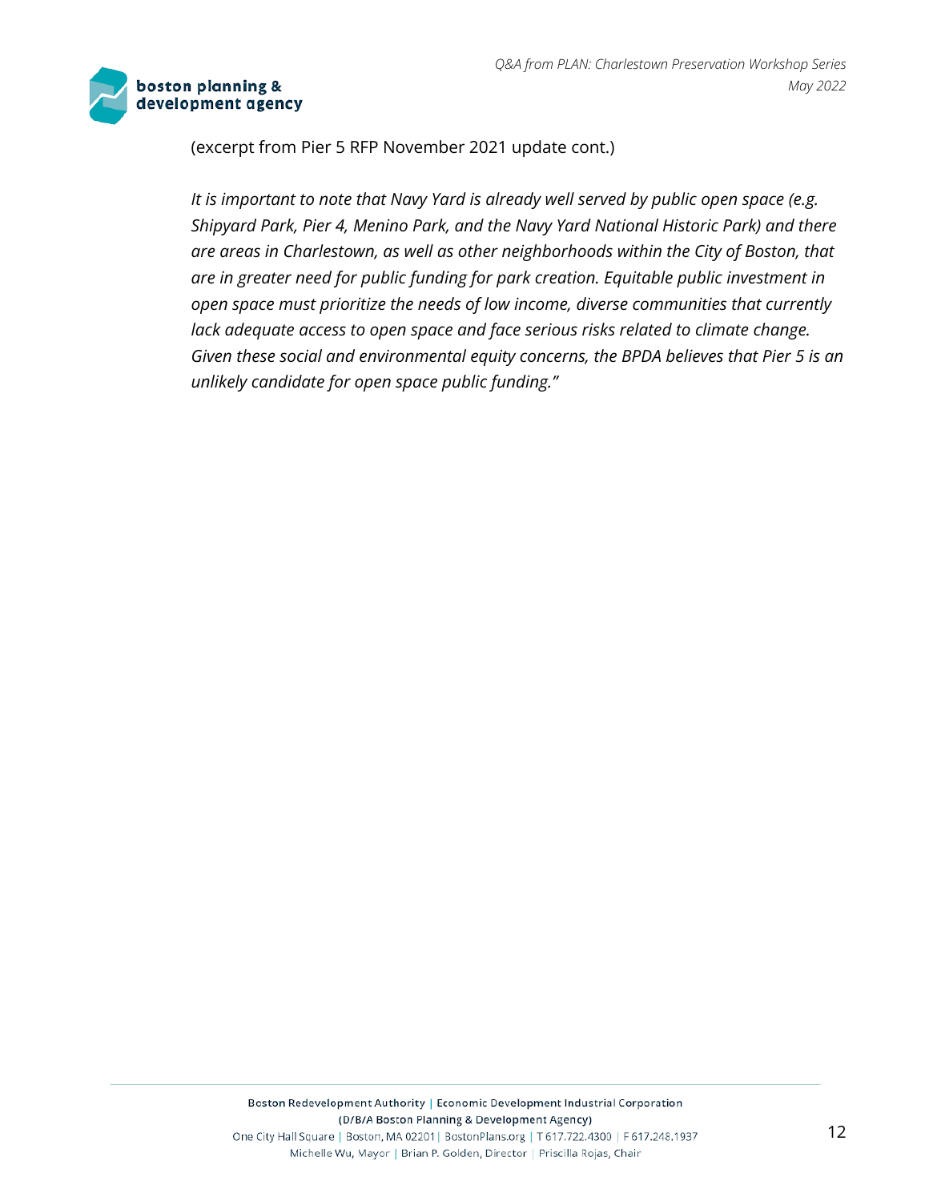(excerpt from Pier 5 RFP November 2021 update cont.)

*It is important to note that Navy Yard is already well served by public open space (e.g. Shipyard Park, Pier 4, Menino Park, and the Navy Yard National Historic Park) and there are areas in Charlestown, as well as other neighborhoods within the City of Boston, that are in greater need for public funding for park creation. Equitable public investment in open space must prioritize the needs of low income, diverse communities that currently lack adequate access to open space and face serious risks related to climate change. Given these social and environmental equity concerns, the BPDA believes that Pier 5 is an unlikely candidate for open space public funding."*